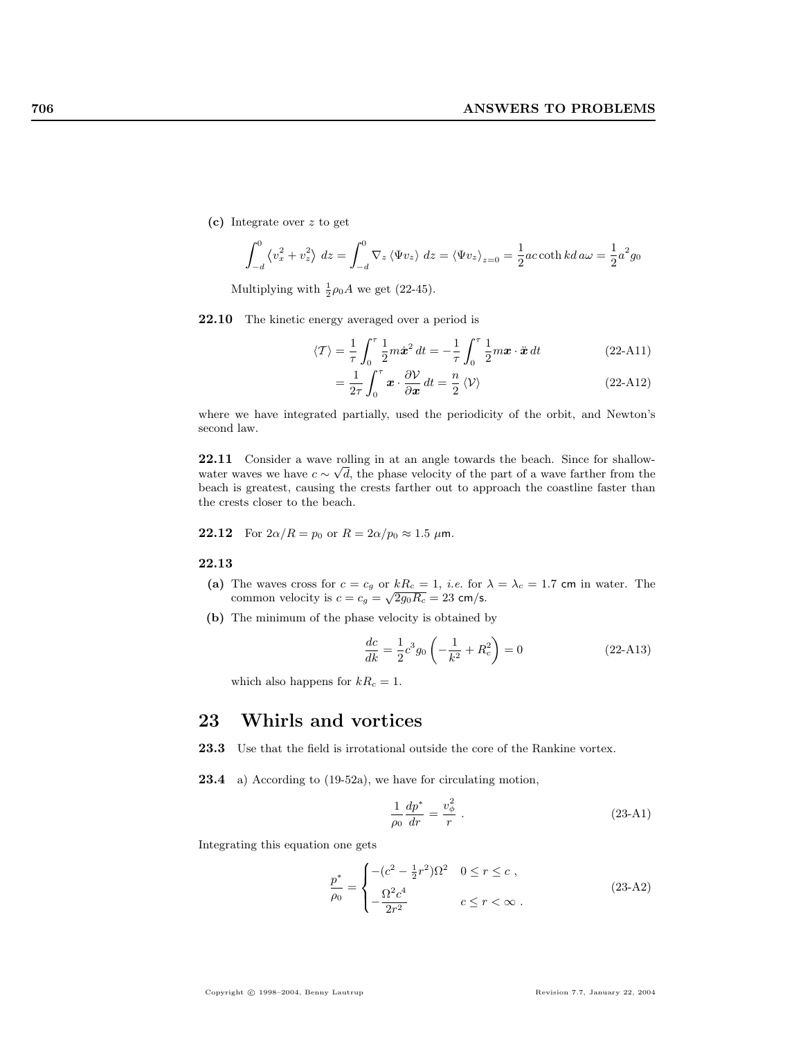**(c)** Integrate over $z$ to get

$$\int_{-d}^{0} \left\langle v_x^2 + v_z^2 \right\rangle \, dz = \int_{-d}^{0} \nabla_z \left\langle \Psi v_z \right\rangle \, dz = \left\langle \Psi v_z \right\rangle_{z=0} = \frac{1}{2} ac \coth kd \, a\omega = \frac{1}{2} a^2 g_0$$

Multiplying with $\frac{1}{2}\rho_0 A$ we get (22-45).

**22.10** The kinetic energy averaged over a period is

$$\langle \mathcal{T} \rangle = \frac{1}{\tau} \int_0^{\tau} \frac{1}{2} m \dot{\boldsymbol{x}}^2 \, dt = -\frac{1}{\tau} \int_0^{\tau} \frac{1}{2} m \boldsymbol{x} \cdot \ddot{\boldsymbol{x}} \, dt \tag{22-A11}$$

$$= \frac{1}{2\tau} \int_0^{\tau} \boldsymbol{x} \cdot \frac{\partial \mathcal{V}}{\partial \boldsymbol{x}} \, dt = \frac{n}{2} \langle \mathcal{V} \rangle \tag{22-A12}$$

where we have integrated partially, used the periodicity of the orbit, and Newton's second law.

**22.11** Consider a wave rolling in at an angle towards the beach. Since for shallow-water waves we have $c \sim \sqrt{d}$, the phase velocity of the part of a wave farther from the beach is greatest, causing the crests farther out to approach the coastline faster than the crests closer to the beach.

**22.12** For $2\alpha/R = p_0$ or $R = 2\alpha/p_0 \approx 1.5\ \mu$m.

**22.13**

**(a)** The waves cross for $c = c_g$ or $kR_c = 1$, *i.e.* for $\lambda = \lambda_c = 1.7$ cm in water. The common velocity is $c = c_g = \sqrt{2g_0 R_c} = 23$ cm/s.

**(b)** The minimum of the phase velocity is obtained by

$$\frac{dc}{dk} = \frac{1}{2} c^3 g_0 \left( -\frac{1}{k^2} + R_c^2 \right) = 0 \tag{22-A13}$$

which also happens for $kR_c = 1$.

## 23 Whirls and vortices

**23.3** Use that the field is irrotational outside the core of the Rankine vortex.

**23.4** a) According to (19-52a), we have for circulating motion,

$$\frac{1}{\rho_0} \frac{dp^*}{dr} = \frac{v_\phi^2}{r} \ . \tag{23-A1}$$

Integrating this equation one gets

$$\frac{p^*}{\rho_0} = \begin{cases} -(c^2 - \frac{1}{2} r^2)\Omega^2 & 0 \le r \le c \ , \\ -\dfrac{\Omega^2 c^4}{2r^2} & c \le r < \infty \ . \end{cases} \tag{23-A2}$$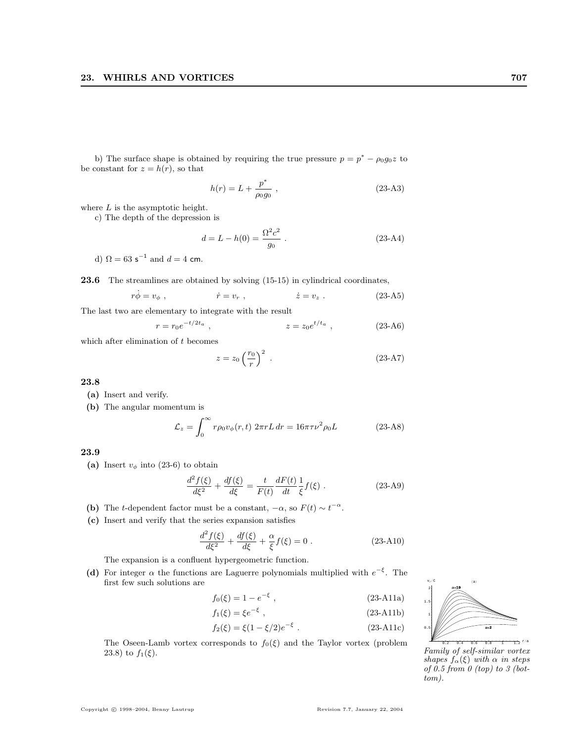b) The surface shape is obtained by requiring the true pressure $p = p^* - \rho_0 g_0 z$ to be constant for $z = h(r)$, so that

$$h(r) = L + \frac{p^*}{\rho_0 g_0} \; , \tag{23-A3}$$

where $L$ is the asymptotic height.

c) The depth of the depression is

$$d = L - h(0) = \frac{\Omega^2 c^2}{g_0} \; . \tag{23-A4}$$

d) $\Omega = 63 \text{ s}^{-1}$ and $d = 4$ cm.

**23.6** The streamlines are obtained by solving (15-15) in cylindrical coordinates,

$$r\dot{\phi} = v_\phi \; , \qquad \dot{r} = v_r \; , \qquad \dot{z} = v_z \; . \tag{23-A5}$$

The last two are elementary to integrate with the result

$$r = r_0 e^{-t/2t_a} \; , \qquad z = z_0 e^{t/t_a} \; , \tag{23-A6}$$

which after elimination of $t$ becomes

$$z = z_0 \left(\frac{r_0}{r}\right)^2 \; . \tag{23-A7}$$

**23.8**

**(a)** Insert and verify.

**(b)** The angular momentum is

$$\mathcal{L}_z = \int_0^\infty r \rho_0 v_\phi(r,t) \; 2\pi r L \, dr = 16\pi\tau\nu^2\rho_0 L \tag{23-A8}$$

**23.9**

**(a)** Insert $v_\phi$ into (23-6) to obtain

$$\frac{d^2 f(\xi)}{d\xi^2} + \frac{df(\xi)}{d\xi} = \frac{t}{F(t)} \frac{dF(t)}{dt} \frac{1}{\xi} f(\xi) \; . \tag{23-A9}$$

**(b)** The $t$-dependent factor must be a constant, $-\alpha$, so $F(t) \sim t^{-\alpha}$.

**(c)** Insert and verify that the series expansion satisfies

$$\frac{d^2 f(\xi)}{d\xi^2} + \frac{df(\xi)}{d\xi} + \frac{\alpha}{\xi} f(\xi) = 0 \; . \tag{23-A10}$$

The expansion is a confluent hypergeometric function.

**(d)** For integer $\alpha$ the functions are Laguerre polynomials multiplied with $e^{-\xi}$. The first few such solutions are

$$f_0(\xi) = 1 - e^{-\xi} \; , \tag{23-A11a}$$

$$f_1(\xi) = \xi e^{-\xi} \; , \tag{23-A11b}$$

$$f_2(\xi) = \xi(1 - \xi/2)e^{-\xi} \; . \tag{23-A11c}$$

The Oseen-Lamb vortex corresponds to $f_0(\xi)$ and the Taylor vortex (problem 23.8) to $f_1(\xi)$.

v_φ/C
(a)
α=10
α=2
2
1.5
1
0.5
0.2 0.4 0.6 0.8 1 1.2
r/a

*Family of self-similar vortex shapes $f_\alpha(\xi)$ with $\alpha$ in steps of 0.5 from 0 (top) to 3 (bottom).*